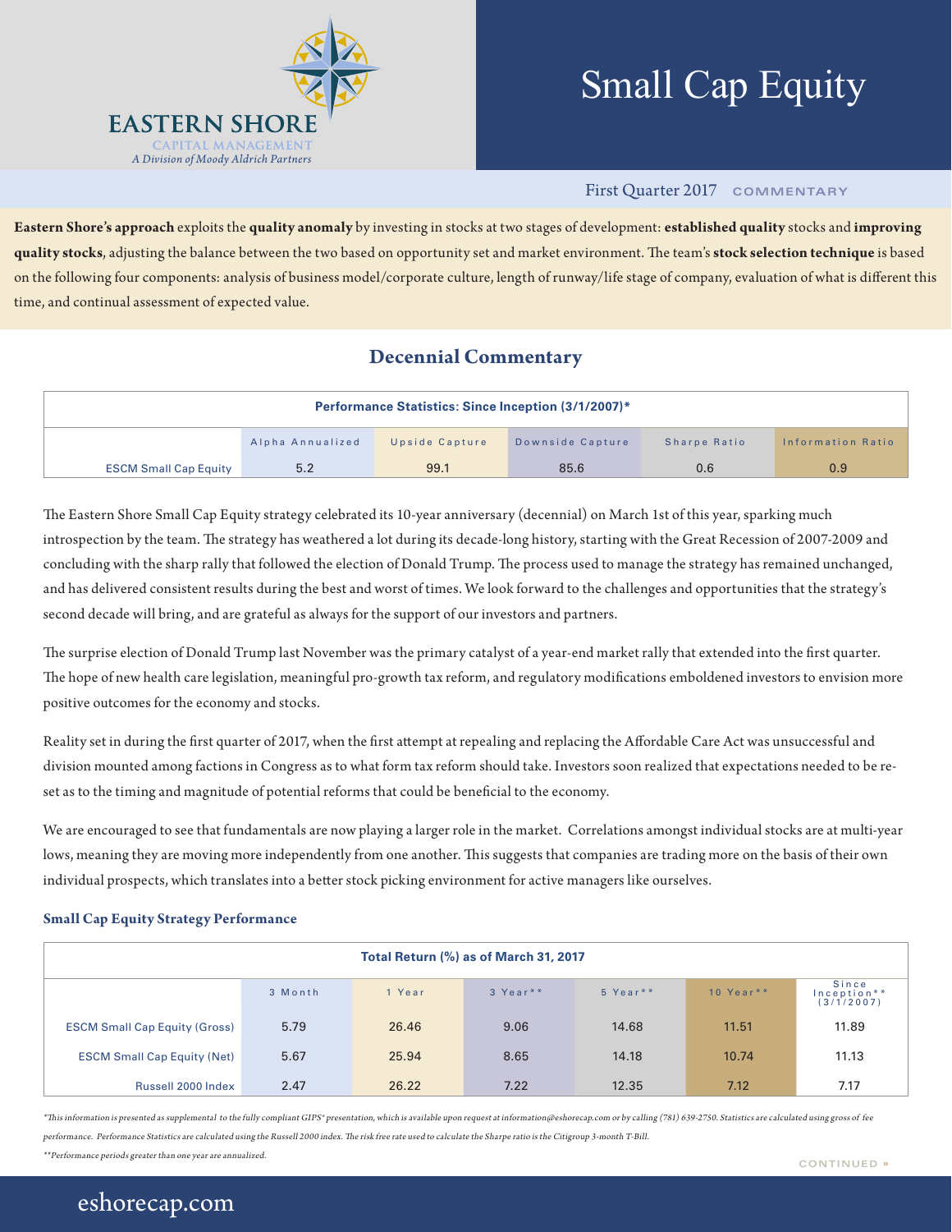EASTERN SHORE
CAPITAL MANAGEMENT
*A Division of Moody Aldrich Partners*

# Small Cap Equity

First Quarter 2017 COMMENTARY

**Eastern Shore's approach** exploits the **quality anomaly** by investing in stocks at two stages of development: **established quality** stocks and **improving quality stocks**, adjusting the balance between the two based on opportunity set and market environment. The team's **stock selection technique** is based on the following four components: analysis of business model/corporate culture, length of runway/life stage of company, evaluation of what is different this time, and continual assessment of expected value.

## Decennial Commentary

**Performance Statistics: Since Inception (3/1/2007)***

| | Alpha Annualized | Upside Capture | Downside Capture | Sharpe Ratio | Information Ratio |
|---|---|---|---|---|---|
| ESCM Small Cap Equity | 5.2 | 99.1 | 85.6 | 0.6 | 0.9 |

The Eastern Shore Small Cap Equity strategy celebrated its 10-year anniversary (decennial) on March 1st of this year, sparking much introspection by the team. The strategy has weathered a lot during its decade-long history, starting with the Great Recession of 2007-2009 and concluding with the sharp rally that followed the election of Donald Trump. The process used to manage the strategy has remained unchanged, and has delivered consistent results during the best and worst of times. We look forward to the challenges and opportunities that the strategy's second decade will bring, and are grateful as always for the support of our investors and partners.

The surprise election of Donald Trump last November was the primary catalyst of a year-end market rally that extended into the first quarter. The hope of new health care legislation, meaningful pro-growth tax reform, and regulatory modifications emboldened investors to envision more positive outcomes for the economy and stocks.

Reality set in during the first quarter of 2017, when the first attempt at repealing and replacing the Affordable Care Act was unsuccessful and division mounted amongst factions in Congress as to what form tax reform should take. Investors soon realized that expectations needed to be re-set as to the timing and magnitude of potential reforms that could be beneficial to the economy.

We are encouraged to see that fundamentals are now playing a larger role in the market. Correlations amongst individual stocks are at multi-year lows, meaning they are moving more independently from one another. This suggests that companies are trading more on the basis of their own individual prospects, which translates into a better stock picking environment for active managers like ourselves.

### Small Cap Equity Strategy Performance

**Total Return (%) as of March 31, 2017**

| | 3 Month | 1 Year | 3 Year** | 5 Year** | 10 Year** | Since Inception** (3/1/2007) |
|---|---|---|---|---|---|---|
| ESCM Small Cap Equity (Gross) | 5.79 | 26.46 | 9.06 | 14.68 | 11.51 | 11.89 |
| ESCM Small Cap Equity (Net) | 5.67 | 25.94 | 8.65 | 14.18 | 10.74 | 11.13 |
| Russell 2000 Index | 2.47 | 26.22 | 7.22 | 12.35 | 7.12 | 7.17 |

*\*This information is presented as supplemental to the fully compliant GIPS® presentation, which is available upon request at information@eshorecap.com or by calling (781) 639-2750. Statistics are calculated using gross of fee performance. Performance Statistics are calculated using the Russell 2000 index. The risk free rate used to calculate the Sharpe ratio is the Citigroup 3-month T-Bill.*

*\*\*Performance periods greater than one year are annualized.*

CONTINUED »

eshorecap.com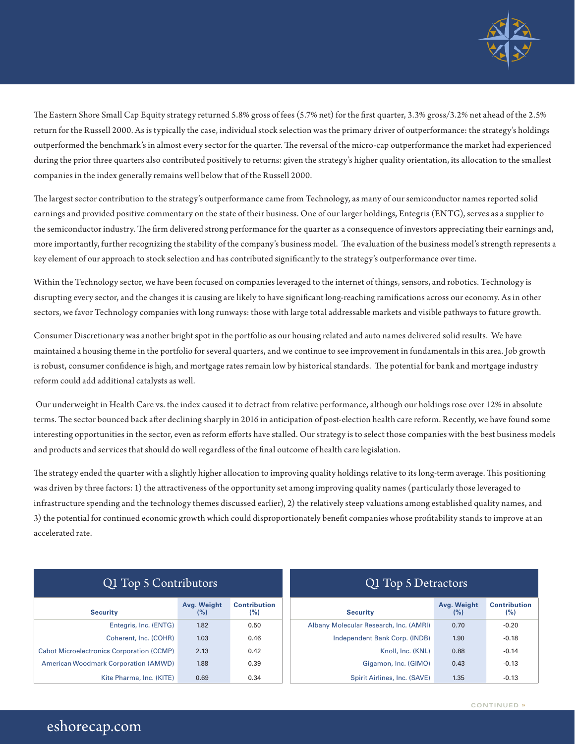The Eastern Shore Small Cap Equity strategy returned 5.8% gross of fees (5.7% net) for the first quarter, 3.3% gross/3.2% net ahead of the 2.5% return for the Russell 2000. As is typically the case, individual stock selection was the primary driver of outperformance: the strategy's holdings outperformed the benchmark's in almost every sector for the quarter. The reversal of the micro-cap outperformance the market had experienced during the prior three quarters also contributed positively to returns: given the strategy's higher quality orientation, its allocation to the smallest companies in the index generally remains well below that of the Russell 2000.

The largest sector contribution to the strategy's outperformance came from Technology, as many of our semiconductor names reported solid earnings and provided positive commentary on the state of their business. One of our larger holdings, Entegris (ENTG), serves as a supplier to the semiconductor industry. The firm delivered strong performance for the quarter as a consequence of investors appreciating their earnings and, more importantly, further recognizing the stability of the company's business model. The evaluation of the business model's strength represents a key element of our approach to stock selection and has contributed significantly to the strategy's outperformance over time.

Within the Technology sector, we have been focused on companies leveraged to the internet of things, sensors, and robotics. Technology is disrupting every sector, and the changes it is causing are likely to have significant long-reaching ramifications across our economy. As in other sectors, we favor Technology companies with long runways: those with large total addressable markets and visible pathways to future growth.

Consumer Discretionary was another bright spot in the portfolio as our housing related and auto names delivered solid results. We have maintained a housing theme in the portfolio for several quarters, and we continue to see improvement in fundamentals in this area. Job growth is robust, consumer confidence is high, and mortgage rates remain low by historical standards. The potential for bank and mortgage industry reform could add additional catalysts as well.

Our underweight in Health Care vs. the index caused it to detract from relative performance, although our holdings rose over 12% in absolute terms. The sector bounced back after declining sharply in 2016 in anticipation of post-election health care reform. Recently, we have found some interesting opportunities in the sector, even as reform efforts have stalled. Our strategy is to select those companies with the best business models and products and services that should do well regardless of the final outcome of health care legislation.

The strategy ended the quarter with a slightly higher allocation to improving quality holdings relative to its long-term average. This positioning was driven by three factors: 1) the attractiveness of the opportunity set among improving quality names (particularly those leveraged to infrastructure spending and the technology themes discussed earlier), 2) the relatively steep valuations among established quality names, and 3) the potential for continued economic growth which could disproportionately benefit companies whose profitability stands to improve at an accelerated rate.

## Q1 Top 5 Contributors

| Security | Avg. Weight (%) | Contribution (%) |
|---|---|---|
| Entegris, Inc. (ENTG) | 1.82 | 0.50 |
| Coherent, Inc. (COHR) | 1.03 | 0.46 |
| Cabot Microelectronics Corporation (CCMP) | 2.13 | 0.42 |
| American Woodmark Corporation (AMWD) | 1.88 | 0.39 |
| Kite Pharma, Inc. (KITE) | 0.69 | 0.34 |

## Q1 Top 5 Detractors

| Security | Avg. Weight (%) | Contribution (%) |
|---|---|---|
| Albany Molecular Research, Inc. (AMRI) | 0.70 | -0.20 |
| Independent Bank Corp. (INDB) | 1.90 | -0.18 |
| Knoll, Inc. (KNL) | 0.88 | -0.14 |
| Gigamon, Inc. (GIMO) | 0.43 | -0.13 |
| Spirit Airlines, Inc. (SAVE) | 1.35 | -0.13 |

CONTINUED »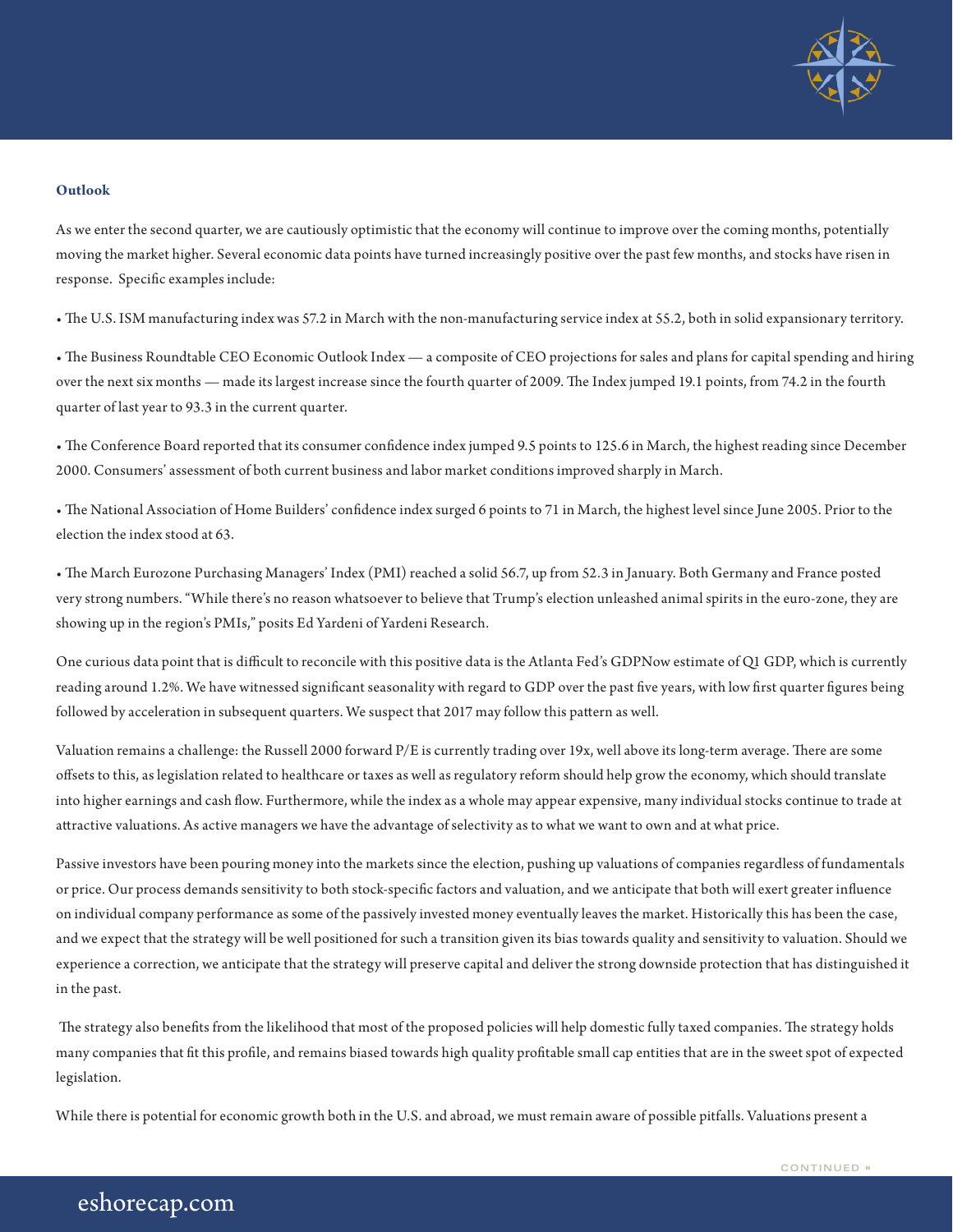**Outlook**

As we enter the second quarter, we are cautiously optimistic that the economy will continue to improve over the coming months, potentially moving the market higher. Several economic data points have turned increasingly positive over the past few months, and stocks have risen in response. Specific examples include:

• The U.S. ISM manufacturing index was 57.2 in March with the non-manufacturing service index at 55.2, both in solid expansionary territory.

• The Business Roundtable CEO Economic Outlook Index — a composite of CEO projections for sales and plans for capital spending and hiring over the next six months — made its largest increase since the fourth quarter of 2009. The Index jumped 19.1 points, from 74.2 in the fourth quarter of last year to 93.3 in the current quarter.

• The Conference Board reported that its consumer confidence index jumped 9.5 points to 125.6 in March, the highest reading since December 2000. Consumers' assessment of both current business and labor market conditions improved sharply in March.

• The National Association of Home Builders' confidence index surged 6 points to 71 in March, the highest level since June 2005. Prior to the election the index stood at 63.

• The March Eurozone Purchasing Managers' Index (PMI) reached a solid 56.7, up from 52.3 in January. Both Germany and France posted very strong numbers. "While there's no reason whatsoever to believe that Trump's election unleashed animal spirits in the euro-zone, they are showing up in the region's PMIs," posits Ed Yardeni of Yardeni Research.

One curious data point that is difficult to reconcile with this positive data is the Atlanta Fed's GDPNow estimate of Q1 GDP, which is currently reading around 1.2%. We have witnessed significant seasonality with regard to GDP over the past five years, with low first quarter figures being followed by acceleration in subsequent quarters. We suspect that 2017 may follow this pattern as well.

Valuation remains a challenge: the Russell 2000 forward P/E is currently trading over 19x, well above its long-term average. There are some offsets to this, as legislation related to healthcare or taxes as well as regulatory reform should help grow the economy, which should translate into higher earnings and cash flow. Furthermore, while the index as a whole may appear expensive, many individual stocks continue to trade at attractive valuations. As active managers we have the advantage of selectivity as to what we want to own and at what price.

Passive investors have been pouring money into the markets since the election, pushing up valuations of companies regardless of fundamentals or price. Our process demands sensitivity to both stock-specific factors and valuation, and we anticipate that both will exert greater influence on individual company performance as some of the passively invested money eventually leaves the market. Historically this has been the case, and we expect that the strategy will be well positioned for such a transition given its bias towards quality and sensitivity to valuation. Should we experience a correction, we anticipate that the strategy will preserve capital and deliver the strong downside protection that has distinguished it in the past.

The strategy also benefits from the likelihood that most of the proposed policies will help domestic fully taxed companies. The strategy holds many companies that fit this profile, and remains biased towards high quality profitable small cap entities that are in the sweet spot of expected legislation.

While there is potential for economic growth both in the U.S. and abroad, we must remain aware of possible pitfalls. Valuations present a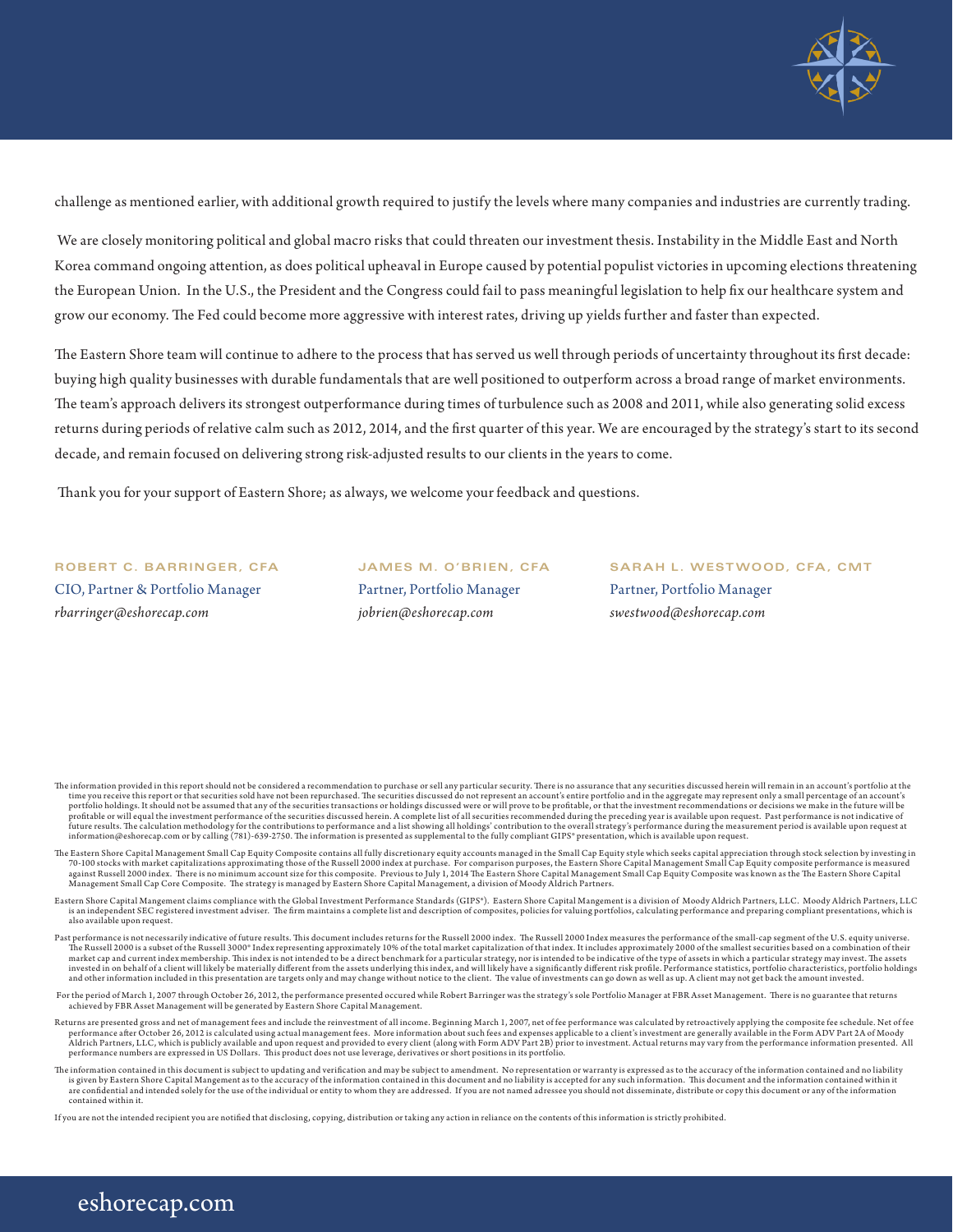challenge as mentioned earlier, with additional growth required to justify the levels where many companies and industries are currently trading.

We are closely monitoring political and global macro risks that could threaten our investment thesis. Instability in the Middle East and North Korea command ongoing attention, as does political upheaval in Europe caused by potential populist victories in upcoming elections threatening the European Union. In the U.S., the President and the Congress could fail to pass meaningful legislation to help fix our healthcare system and grow our economy. The Fed could become more aggressive with interest rates, driving up yields further and faster than expected.

The Eastern Shore team will continue to adhere to the process that has served us well through periods of uncertainty throughout its first decade: buying high quality businesses with durable fundamentals that are well positioned to outperform across a broad range of market environments. The team's approach delivers its strongest outperformance during times of turbulence such as 2008 and 2011, while also generating solid excess returns during periods of relative calm such as 2012, 2014, and the first quarter of this year. We are encouraged by the strategy's start to its second decade, and remain focused on delivering strong risk-adjusted results to our clients in the years to come.

Thank you for your support of Eastern Shore; as always, we welcome your feedback and questions.

**ROBERT C. BARRINGER, CFA**
CIO, Partner & Portfolio Manager
*rbarringer@eshorecap.com*

**JAMES M. O'BRIEN, CFA**
Partner, Portfolio Manager
*jobrien@eshorecap.com*

**SARAH L. WESTWOOD, CFA, CMT**
Partner, Portfolio Manager
*swestwood@eshorecap.com*

The information provided in this report should not be considered a recommendation to purchase or sell any particular security. There is no assurance that any securities discussed herein will remain in an account's portfolio at the time you receive this report or that securities sold have not been repurchased. The securities discussed do not represent an account's entire portfolio and in the aggregate may represent only a small percentage of an account's portfolio holdings. It should not be assumed that any of the securities transactions or holdings discussed were or will prove to be profitable, or that the investment recommendations or decisions we make in the future will be profitable or will equal the investment performance of the securities discussed herein. A complete list of all securities recommended during the preceding year is available upon request. Past performance is not indicative of future results. The calculation methodology for the contributions to performance and a list showing all holdings' contribution to the overall strategy's performance during the measurement period is available upon request at information@eshorecap.com or by calling (781)-639-2750. The information is presented as supplemental to the fully compliant GIPS® presentation, which is available upon request.

The Eastern Shore Capital Management Small Cap Equity Composite contains all fully discretionary equity accounts managed in the Small Cap Equity style which seeks capital appreciation through stock selection by investing in 70-100 stocks with market capitalizations approximating those of the Russell 2000 index at purchase. For comparison purposes, the Eastern Shore Capital Management Small Cap Equity composite performance is measured against Russell 2000 index. There is no minimum account size for this composite. Previous to July 1, 2014 The Eastern Shore Capital Management Small Cap Equity Composite was known as the The Eastern Shore Capital Management Small Cap Core Composite. The strategy is managed by Eastern Shore Capital Management, a division of Moody Aldrich Partners.

Eastern Shore Capital Mangement claims compliance with the Global Investment Performance Standards (GIPS®). Eastern Shore Capital Mangement is a division of Moody Aldrich Partners, LLC. Moody Aldrich Partners, LLC is an independent SEC registered investment adviser. The firm maintains a complete list and description of composites, policies for valuing portfolios, calculating performance and preparing compliant presentations, which is also available upon request.

Past performance is not necessarily indicative of future results. This document includes returns for the Russell 2000 index. The Russell 2000 Index measures the performance of the small-cap segment of the U.S. equity universe. The Russell 2000 is a subset of the Russell 3000® Index representing approximately 10% of the total market capitalization of that index. It includes approximately 2000 of the smallest securities based on a combination of their market cap and current index membership. This index is not intended to be a direct benchmark for a particular strategy, nor is intended to be indicative of the type of assets in which a particular strategy may invest. The assets invested in on behalf of a client will likely be materially different from the assets underlying this index, and will likely have a significantly different risk profile. Performance statistics, portfolio characteristics, portfolio holdings and other information included in this presentation are targets only and may change without notice to the client. The value of investments can go down as well as up. A client may not get back the amount invested.

For the period of March 1, 2007 through October 26, 2012, the performance presented occured while Robert Barringer was the strategy's sole Portfolio Manager at FBR Asset Management. There is no guarantee that returns achieved by FBR Asset Management will be generated by Eastern Shore Capital Management.

Returns are presented gross and net of management fees and include the reinvestment of all income. Beginning March 1, 2007, net of fee performance was calculated by retroactively applying the composite fee schedule. Net of fee performance after October 26, 2012 is calculated using actual management fees. More information about such fees and expenses applicable to a client's investment are generally available in the Form ADV Part 2A of Moody Aldrich Partners, LLC, which is publicly available and upon request and provided to every client (along with Form ADV Part 2B) prior to investment. Actual returns may vary from the performance information presented. All performance numbers are expressed in US Dollars. This product does not use leverage, derivatives or short positions in its portfolio.

The information contained in this document is subject to updating and verification and may be subject to amendment. No representation or warranty is expressed as to the accuracy of the information contained and no liability is given by Eastern Shore Capital Mangement as to the accuracy of the information contained in this document and no liability is accepted for any such information. This document and the information contained within it are confidential and intended solely for the use of the individual or entity to whom they are addressed. If you are not named adressee you should not disseminate, distribute or copy this document or any of the information contained within it.

If you are not the intended recipient you are notified that disclosing, copying, distribution or taking any action in reliance on the contents of this information is strictly prohibited.

eshorecap.com